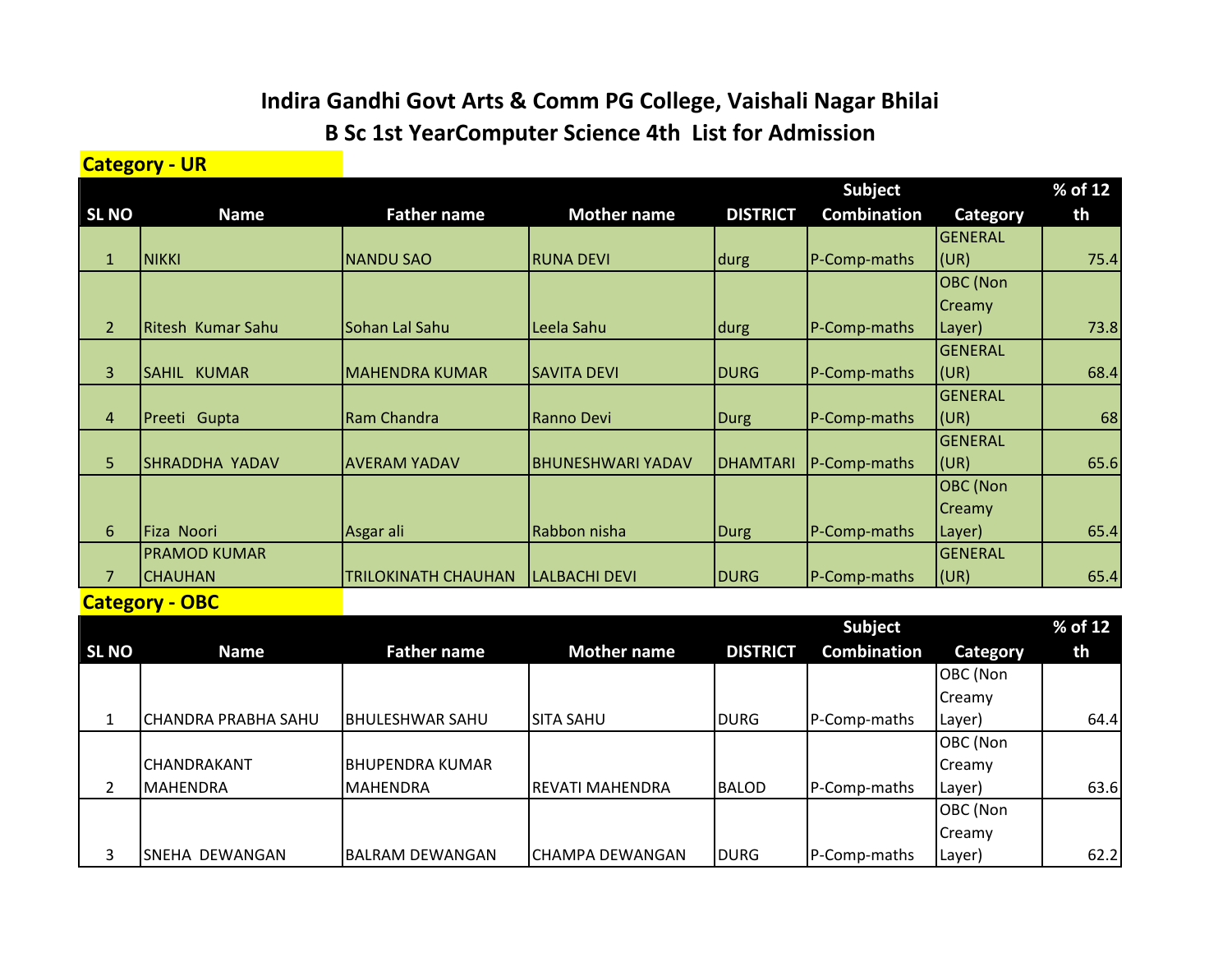# Indira Gandhi Govt Arts & Comm PG College, Vaishali Nagar Bhilai

## B Sc 1st YearComputer Science 4th List for Admission

**Category - UR**

| SL NO | Name | Father name | Mother name | DISTRICT | Subject Combination | Category | % of 12 th |
|---|---|---|---|---|---|---|---|
| 1 | NIKKI | NANDU SAO | RUNA DEVI | durg | P-Comp-maths | GENERAL (UR) | 75.4 |
| 2 | Ritesh Kumar Sahu | Sohan Lal Sahu | Leela Sahu | durg | P-Comp-maths | OBC (Non Creamy Layer) | 73.8 |
| 3 | SAHIL KUMAR | MAHENDRA KUMAR | SAVITA DEVI | DURG | P-Comp-maths | GENERAL (UR) | 68.4 |
| 4 | Preeti Gupta | Ram Chandra | Ranno Devi | Durg | P-Comp-maths | GENERAL (UR) | 68 |
| 5 | SHRADDHA YADAV | AVERAM YADAV | BHUNESHWARI YADAV | DHAMTARI | P-Comp-maths | GENERAL (UR) | 65.6 |
| 6 | Fiza Noori | Asgar ali | Rabbon nisha | Durg | P-Comp-maths | OBC (Non Creamy Layer) | 65.4 |
| 7 | PRAMOD KUMAR CHAUHAN | TRILOKINATH CHAUHAN | LALBACHI DEVI | DURG | P-Comp-maths | GENERAL (UR) | 65.4 |

**Category - OBC**

| SL NO | Name | Father name | Mother name | DISTRICT | Subject Combination | Category | % of 12 th |
|---|---|---|---|---|---|---|---|
| 1 | CHANDRA PRABHA SAHU | BHULESHWAR SAHU | SITA SAHU | DURG | P-Comp-maths | OBC (Non Creamy Layer) | 64.4 |
| 2 | CHANDRAKANT MAHENDRA | BHUPENDRA KUMAR MAHENDRA | REVATI MAHENDRA | BALOD | P-Comp-maths | OBC (Non Creamy Layer) | 63.6 |
| 3 | SNEHA DEWANGAN | BALRAM DEWANGAN | CHAMPA DEWANGAN | DURG | P-Comp-maths | OBC (Non Creamy Layer) | 62.2 |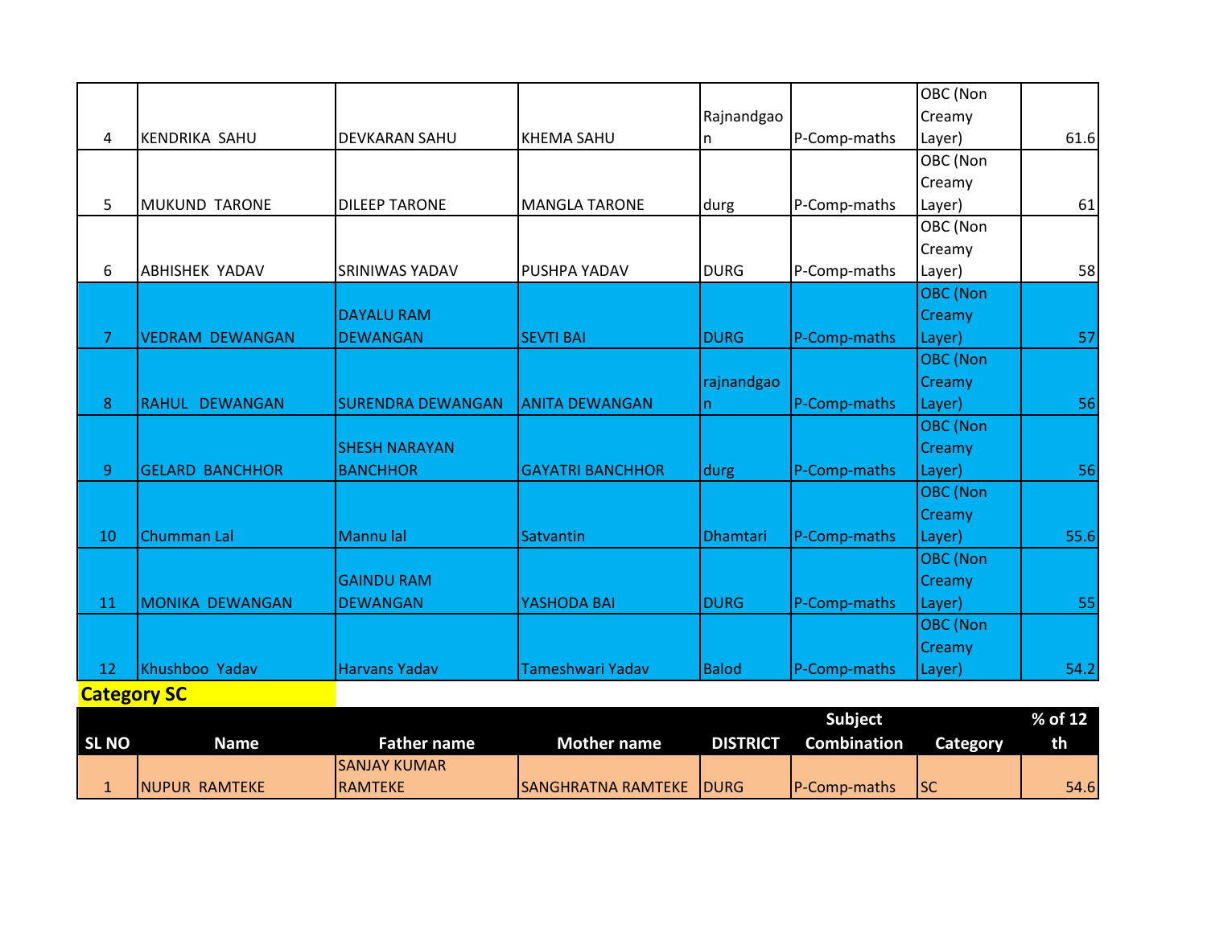| | | | | | | | |
|---|---|---|---|---|---|---|---|
| 4 | KENDRIKA SAHU | DEVKARAN SAHU | KHEMA SAHU | Rajnandgaon | P-Comp-maths | OBC (Non Creamy Layer) | 61.6 |
| 5 | MUKUND TARONE | DILEEP TARONE | MANGLA TARONE | durg | P-Comp-maths | OBC (Non Creamy Layer) | 61 |
| 6 | ABHISHEK YADAV | SRINIWAS YADAV | PUSHPA YADAV | DURG | P-Comp-maths | OBC (Non Creamy Layer) | 58 |
| 7 | VEDRAM DEWANGAN | DAYALU RAM DEWANGAN | SEVTI BAI | DURG | P-Comp-maths | OBC (Non Creamy Layer) | 57 |
| 8 | RAHUL DEWANGAN | SURENDRA DEWANGAN | ANITA DEWANGAN | rajnandgaon | P-Comp-maths | OBC (Non Creamy Layer) | 56 |
| 9 | GELARD BANCHHOR | SHESH NARAYAN BANCHHOR | GAYATRI BANCHHOR | durg | P-Comp-maths | OBC (Non Creamy Layer) | 56 |
| 10 | Chumman Lal | Mannu lal | Satvantin | Dhamtari | P-Comp-maths | OBC (Non Creamy Layer) | 55.6 |
| 11 | MONIKA DEWANGAN | GAINDU RAM DEWANGAN | YASHODA BAI | DURG | P-Comp-maths | OBC (Non Creamy Layer) | 55 |
| 12 | Khushboo Yadav | Harvans Yadav | Tameshwari Yadav | Balod | P-Comp-maths | OBC (Non Creamy Layer) | 54.2 |

**Category SC**

| SL NO | Name | Father name | Mother name | DISTRICT | Subject Combination | Category | % of 12 th |
|---|---|---|---|---|---|---|---|
| 1 | NUPUR RAMTEKE | SANJAY KUMAR RAMTEKE | SANGHRATNA RAMTEKE | DURG | P-Comp-maths | SC | 54.6 |